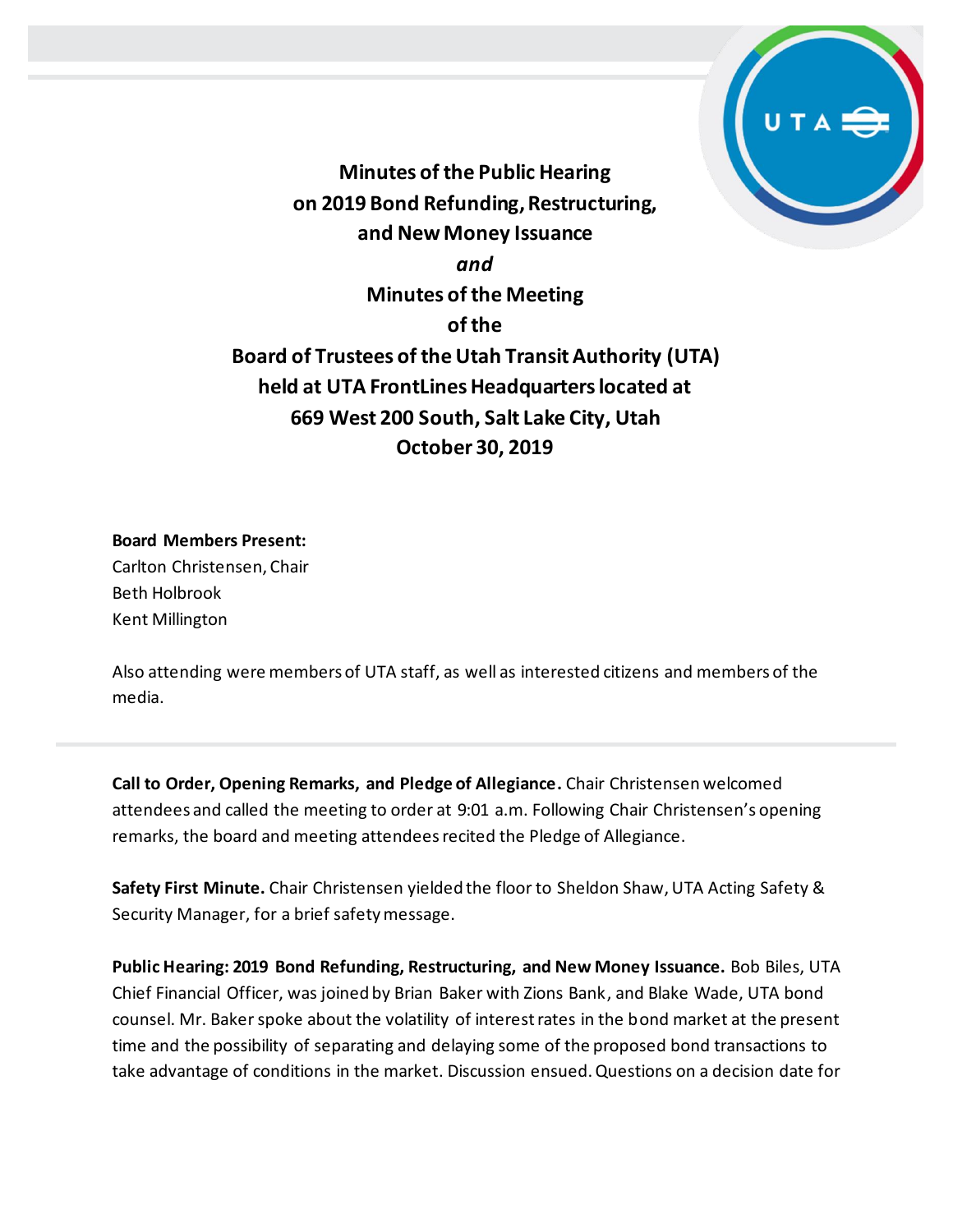# Minutes of the Public Hearing on 2019 Bond Refunding, Restructuring, and New Money Issuance

*and*

# Minutes of the Meeting of the Board of Trustees of the Utah Transit Authority (UTA) held at UTA FrontLines Headquarters located at 669 West 200 South, Salt Lake City, Utah October 30, 2019

**Board Members Present:**
Carlton Christensen, Chair
Beth Holbrook
Kent Millington

Also attending were members of UTA staff, as well as interested citizens and members of the media.

**Call to Order, Opening Remarks, and Pledge of Allegiance.** Chair Christensen welcomed attendees and called the meeting to order at 9:01 a.m. Following Chair Christensen's opening remarks, the board and meeting attendees recited the Pledge of Allegiance.

**Safety First Minute.** Chair Christensen yielded the floor to Sheldon Shaw, UTA Acting Safety & Security Manager, for a brief safety message.

**Public Hearing: 2019 Bond Refunding, Restructuring, and New Money Issuance.** Bob Biles, UTA Chief Financial Officer, was joined by Brian Baker with Zions Bank, and Blake Wade, UTA bond counsel. Mr. Baker spoke about the volatility of interest rates in the bond market at the present time and the possibility of separating and delaying some of the proposed bond transactions to take advantage of conditions in the market. Discussion ensued. Questions on a decision date for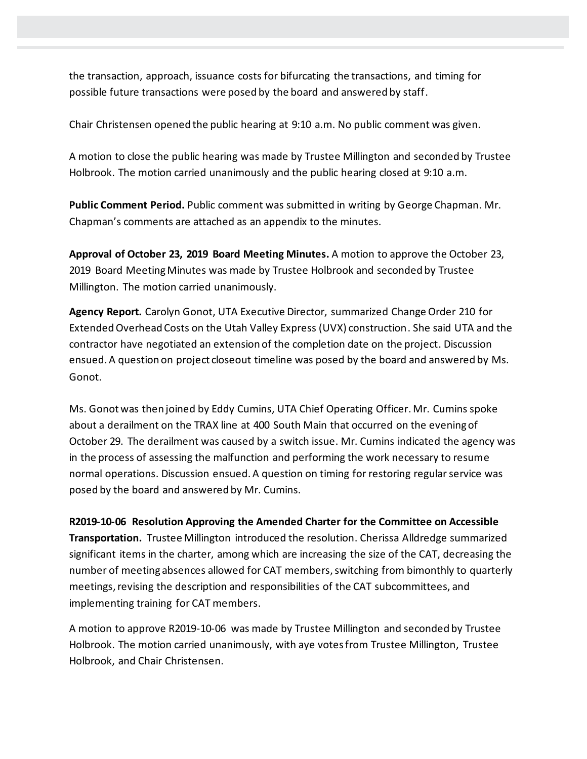the transaction, approach, issuance costs for bifurcating the transactions, and timing for possible future transactions were posed by the board and answered by staff.

Chair Christensen opened the public hearing at 9:10 a.m. No public comment was given.

A motion to close the public hearing was made by Trustee Millington and seconded by Trustee Holbrook. The motion carried unanimously and the public hearing closed at 9:10 a.m.

**Public Comment Period.** Public comment was submitted in writing by George Chapman. Mr. Chapman's comments are attached as an appendix to the minutes.

**Approval of October 23, 2019 Board Meeting Minutes.** A motion to approve the October 23, 2019 Board Meeting Minutes was made by Trustee Holbrook and seconded by Trustee Millington. The motion carried unanimously.

**Agency Report.** Carolyn Gonot, UTA Executive Director, summarized Change Order 210 for Extended Overhead Costs on the Utah Valley Express (UVX) construction. She said UTA and the contractor have negotiated an extension of the completion date on the project. Discussion ensued. A question on project closeout timeline was posed by the board and answered by Ms. Gonot.

Ms. Gonot was then joined by Eddy Cumins, UTA Chief Operating Officer. Mr. Cumins spoke about a derailment on the TRAX line at 400 South Main that occurred on the evening of October 29. The derailment was caused by a switch issue. Mr. Cumins indicated the agency was in the process of assessing the malfunction and performing the work necessary to resume normal operations. Discussion ensued. A question on timing for restoring regular service was posed by the board and answered by Mr. Cumins.

**R2019-10-06 Resolution Approving the Amended Charter for the Committee on Accessible Transportation.** Trustee Millington introduced the resolution. Cherissa Alldredge summarized significant items in the charter, among which are increasing the size of the CAT, decreasing the number of meeting absences allowed for CAT members, switching from bimonthly to quarterly meetings, revising the description and responsibilities of the CAT subcommittees, and implementing training for CAT members.

A motion to approve R2019-10-06 was made by Trustee Millington and seconded by Trustee Holbrook. The motion carried unanimously, with aye votes from Trustee Millington, Trustee Holbrook, and Chair Christensen.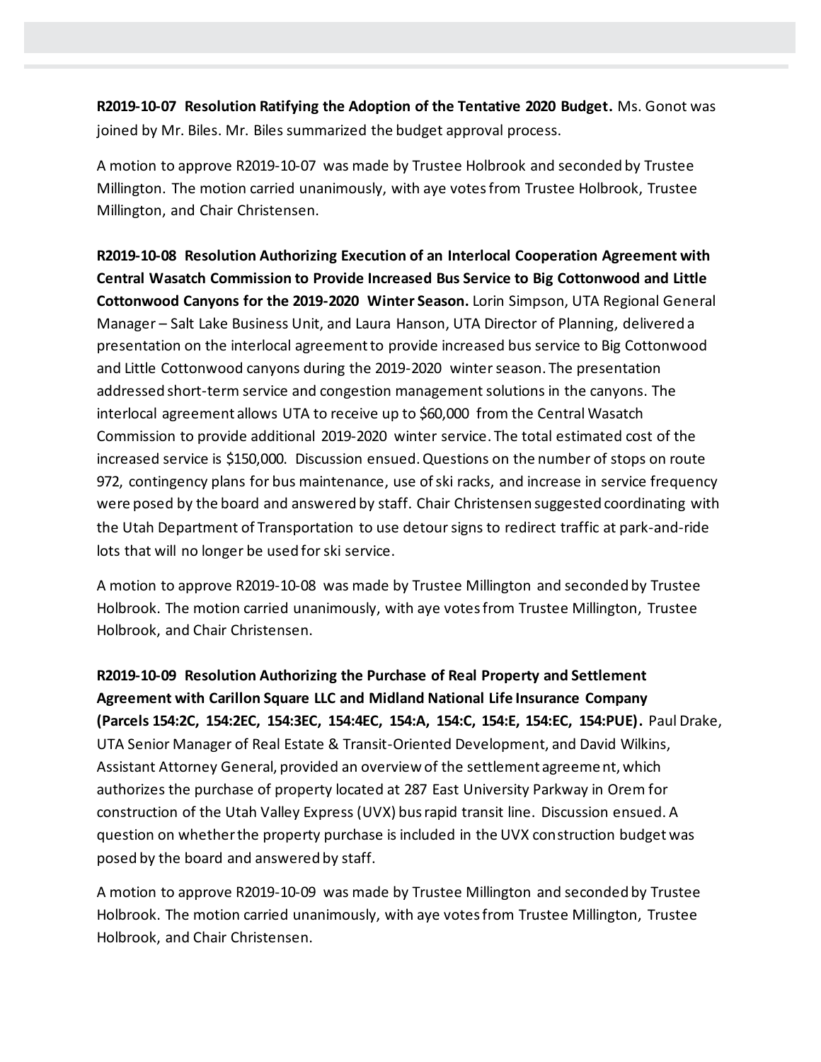**R2019-10-07 Resolution Ratifying the Adoption of the Tentative 2020 Budget.** Ms. Gonot was joined by Mr. Biles. Mr. Biles summarized the budget approval process.

A motion to approve R2019-10-07 was made by Trustee Holbrook and seconded by Trustee Millington. The motion carried unanimously, with aye votes from Trustee Holbrook, Trustee Millington, and Chair Christensen.

**R2019-10-08 Resolution Authorizing Execution of an Interlocal Cooperation Agreement with Central Wasatch Commission to Provide Increased Bus Service to Big Cottonwood and Little Cottonwood Canyons for the 2019-2020 Winter Season.** Lorin Simpson, UTA Regional General Manager – Salt Lake Business Unit, and Laura Hanson, UTA Director of Planning, delivered a presentation on the interlocal agreement to provide increased bus service to Big Cottonwood and Little Cottonwood canyons during the 2019-2020 winter season. The presentation addressed short-term service and congestion management solutions in the canyons. The interlocal agreement allows UTA to receive up to $60,000 from the Central Wasatch Commission to provide additional 2019-2020 winter service. The total estimated cost of the increased service is $150,000. Discussion ensued. Questions on the number of stops on route 972, contingency plans for bus maintenance, use of ski racks, and increase in service frequency were posed by the board and answered by staff. Chair Christensen suggested coordinating with the Utah Department of Transportation to use detour signs to redirect traffic at park-and-ride lots that will no longer be used for ski service.

A motion to approve R2019-10-08 was made by Trustee Millington and seconded by Trustee Holbrook. The motion carried unanimously, with aye votes from Trustee Millington, Trustee Holbrook, and Chair Christensen.

**R2019-10-09 Resolution Authorizing the Purchase of Real Property and Settlement Agreement with Carillon Square LLC and Midland National Life Insurance Company (Parcels 154:2C, 154:2EC, 154:3EC, 154:4EC, 154:A, 154:C, 154:E, 154:EC, 154:PUE).** Paul Drake, UTA Senior Manager of Real Estate & Transit-Oriented Development, and David Wilkins, Assistant Attorney General, provided an overview of the settlement agreement, which authorizes the purchase of property located at 287 East University Parkway in Orem for construction of the Utah Valley Express (UVX) bus rapid transit line. Discussion ensued. A question on whether the property purchase is included in the UVX construction budget was posed by the board and answered by staff.

A motion to approve R2019-10-09 was made by Trustee Millington and seconded by Trustee Holbrook. The motion carried unanimously, with aye votes from Trustee Millington, Trustee Holbrook, and Chair Christensen.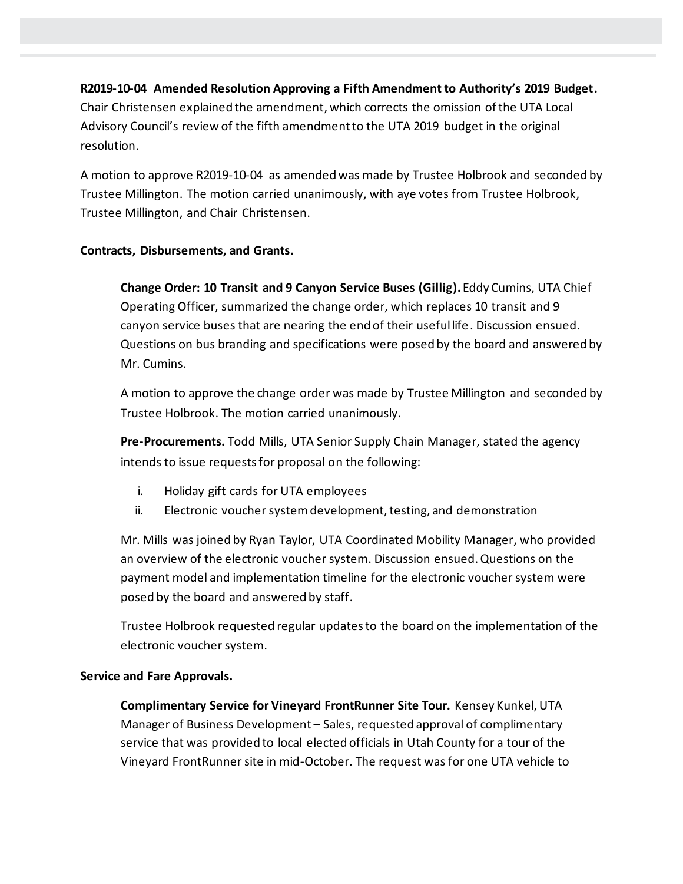**R2019-10-04 Amended Resolution Approving a Fifth Amendment to Authority's 2019 Budget.** Chair Christensen explained the amendment, which corrects the omission of the UTA Local Advisory Council's review of the fifth amendment to the UTA 2019 budget in the original resolution.

A motion to approve R2019-10-04 as amended was made by Trustee Holbrook and seconded by Trustee Millington. The motion carried unanimously, with aye votes from Trustee Holbrook, Trustee Millington, and Chair Christensen.

**Contracts, Disbursements, and Grants.**

**Change Order: 10 Transit and 9 Canyon Service Buses (Gillig).** Eddy Cumins, UTA Chief Operating Officer, summarized the change order, which replaces 10 transit and 9 canyon service buses that are nearing the end of their useful life. Discussion ensued. Questions on bus branding and specifications were posed by the board and answered by Mr. Cumins.

A motion to approve the change order was made by Trustee Millington and seconded by Trustee Holbrook. The motion carried unanimously.

**Pre-Procurements.** Todd Mills, UTA Senior Supply Chain Manager, stated the agency intends to issue requests for proposal on the following:

i. Holiday gift cards for UTA employees
ii. Electronic voucher system development, testing, and demonstration

Mr. Mills was joined by Ryan Taylor, UTA Coordinated Mobility Manager, who provided an overview of the electronic voucher system. Discussion ensued. Questions on the payment model and implementation timeline for the electronic voucher system were posed by the board and answered by staff.

Trustee Holbrook requested regular updates to the board on the implementation of the electronic voucher system.

**Service and Fare Approvals.**

**Complimentary Service for Vineyard FrontRunner Site Tour.** Kensey Kunkel, UTA Manager of Business Development – Sales, requested approval of complimentary service that was provided to local elected officials in Utah County for a tour of the Vineyard FrontRunner site in mid-October. The request was for one UTA vehicle to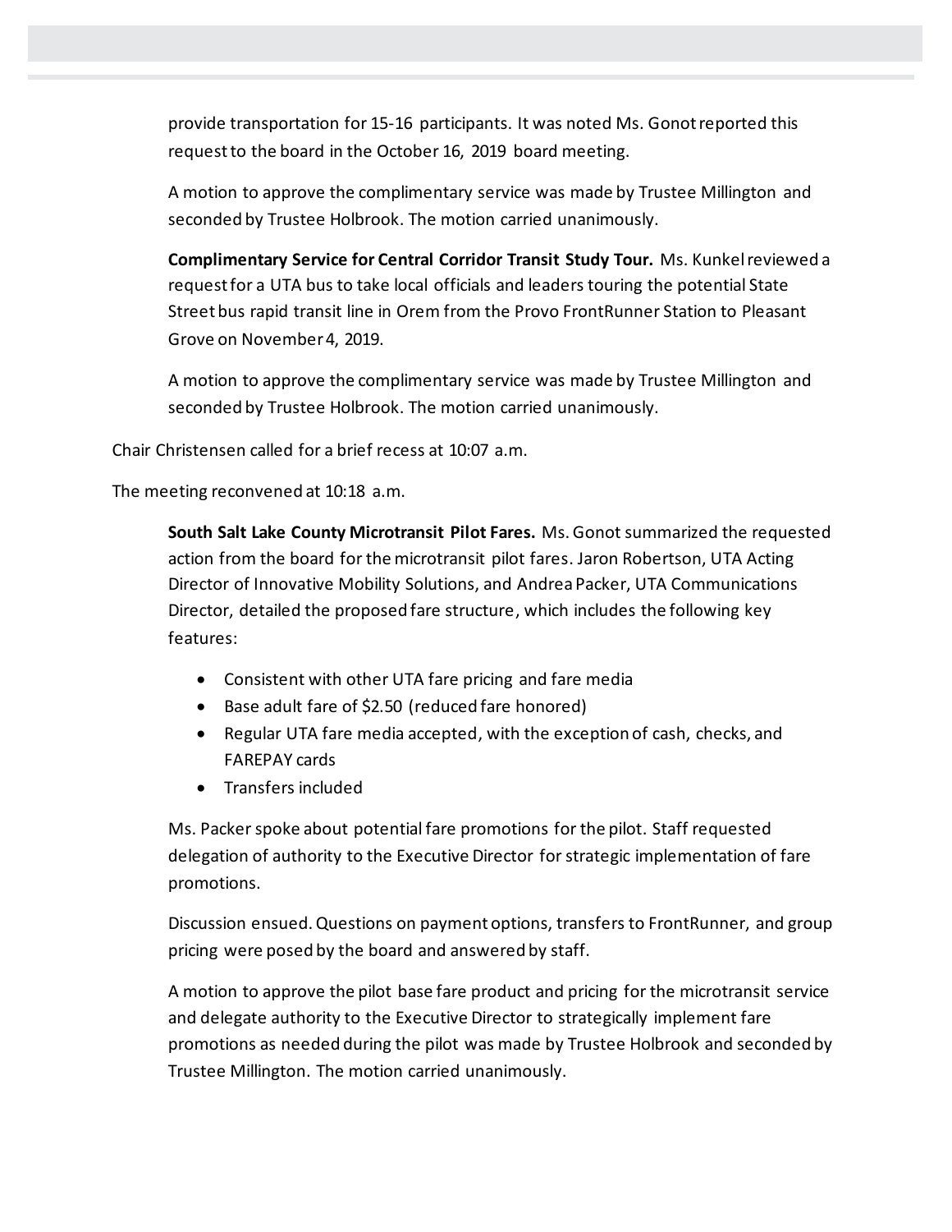provide transportation for 15-16 participants. It was noted Ms. Gonot reported this request to the board in the October 16, 2019 board meeting.

A motion to approve the complimentary service was made by Trustee Millington and seconded by Trustee Holbrook. The motion carried unanimously.

**Complimentary Service for Central Corridor Transit Study Tour.** Ms. Kunkel reviewed a request for a UTA bus to take local officials and leaders touring the potential State Street bus rapid transit line in Orem from the Provo FrontRunner Station to Pleasant Grove on November 4, 2019.

A motion to approve the complimentary service was made by Trustee Millington and seconded by Trustee Holbrook. The motion carried unanimously.

Chair Christensen called for a brief recess at 10:07 a.m.

The meeting reconvened at 10:18 a.m.

**South Salt Lake County Microtransit Pilot Fares.** Ms. Gonot summarized the requested action from the board for the microtransit pilot fares. Jaron Robertson, UTA Acting Director of Innovative Mobility Solutions, and Andrea Packer, UTA Communications Director, detailed the proposed fare structure, which includes the following key features:

- Consistent with other UTA fare pricing and fare media
- Base adult fare of $2.50 (reduced fare honored)
- Regular UTA fare media accepted, with the exception of cash, checks, and FAREPAY cards
- Transfers included

Ms. Packer spoke about potential fare promotions for the pilot. Staff requested delegation of authority to the Executive Director for strategic implementation of fare promotions.

Discussion ensued. Questions on payment options, transfers to FrontRunner, and group pricing were posed by the board and answered by staff.

A motion to approve the pilot base fare product and pricing for the microtransit service and delegate authority to the Executive Director to strategically implement fare promotions as needed during the pilot was made by Trustee Holbrook and seconded by Trustee Millington. The motion carried unanimously.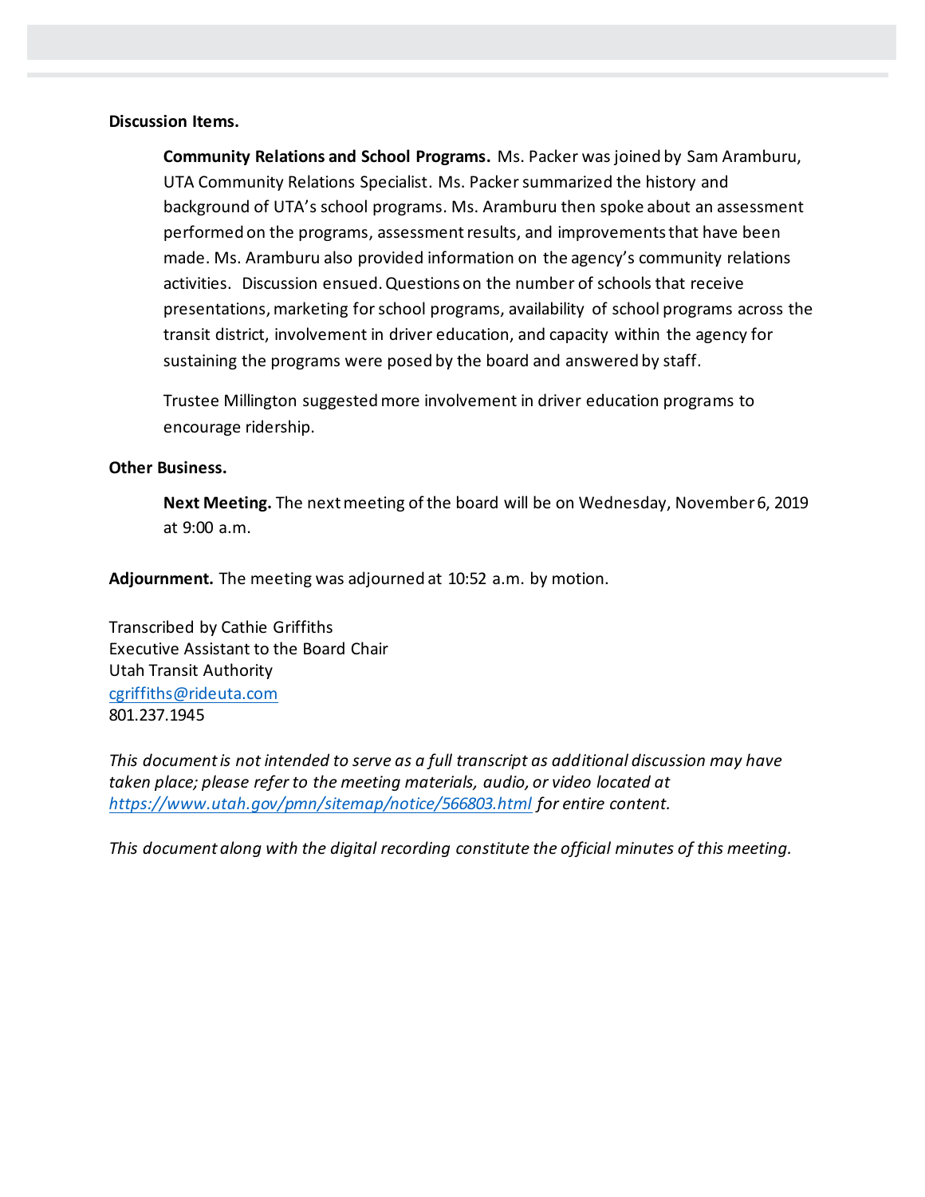**Discussion Items.**

**Community Relations and School Programs.** Ms. Packer was joined by Sam Aramburu, UTA Community Relations Specialist. Ms. Packer summarized the history and background of UTA's school programs. Ms. Aramburu then spoke about an assessment performed on the programs, assessment results, and improvements that have been made. Ms. Aramburu also provided information on the agency's community relations activities. Discussion ensued. Questions on the number of schools that receive presentations, marketing for school programs, availability of school programs across the transit district, involvement in driver education, and capacity within the agency for sustaining the programs were posed by the board and answered by staff.

Trustee Millington suggested more involvement in driver education programs to encourage ridership.

**Other Business.**

**Next Meeting.** The next meeting of the board will be on Wednesday, November 6, 2019 at 9:00 a.m.

**Adjournment.** The meeting was adjourned at 10:52 a.m. by motion.

Transcribed by Cathie Griffiths
Executive Assistant to the Board Chair
Utah Transit Authority
cgriffiths@rideuta.com
801.237.1945

*This document is not intended to serve as a full transcript as additional discussion may have taken place; please refer to the meeting materials, audio, or video located at https://www.utah.gov/pmn/sitemap/notice/566803.html for entire content.*

*This document along with the digital recording constitute the official minutes of this meeting.*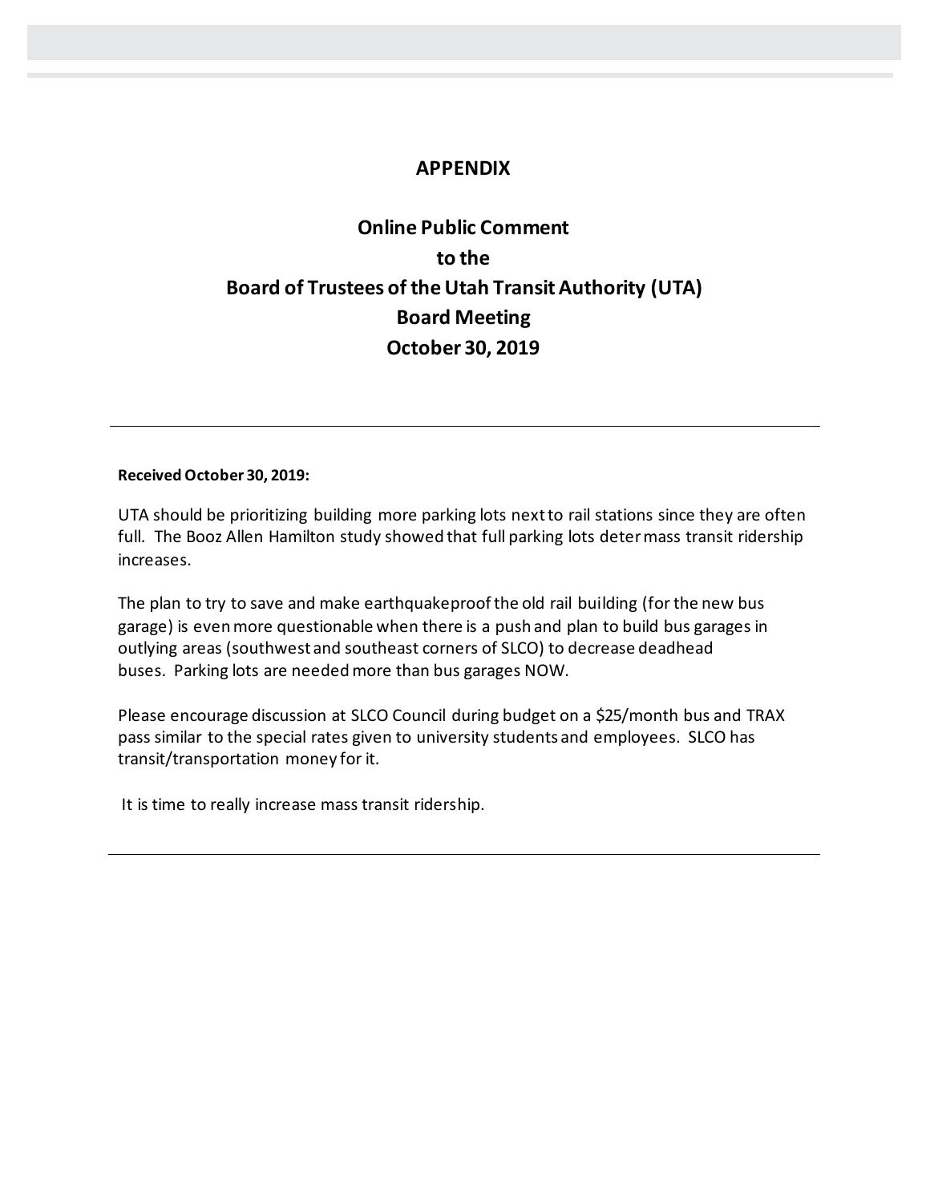# APPENDIX

## Online Public Comment
## to the
## Board of Trustees of the Utah Transit Authority (UTA)
## Board Meeting
## October 30, 2019

---

**Received October 30, 2019:**

UTA should be prioritizing building more parking lots next to rail stations since they are often full. The Booz Allen Hamilton study showed that full parking lots deter mass transit ridership increases.

The plan to try to save and make earthquakeproof the old rail building (for the new bus garage) is even more questionable when there is a push and plan to build bus garages in outlying areas (southwest and southeast corners of SLCO) to decrease deadhead buses. Parking lots are needed more than bus garages NOW.

Please encourage discussion at SLCO Council during budget on a $25/month bus and TRAX pass similar to the special rates given to university students and employees. SLCO has transit/transportation money for it.

It is time to really increase mass transit ridership.

---